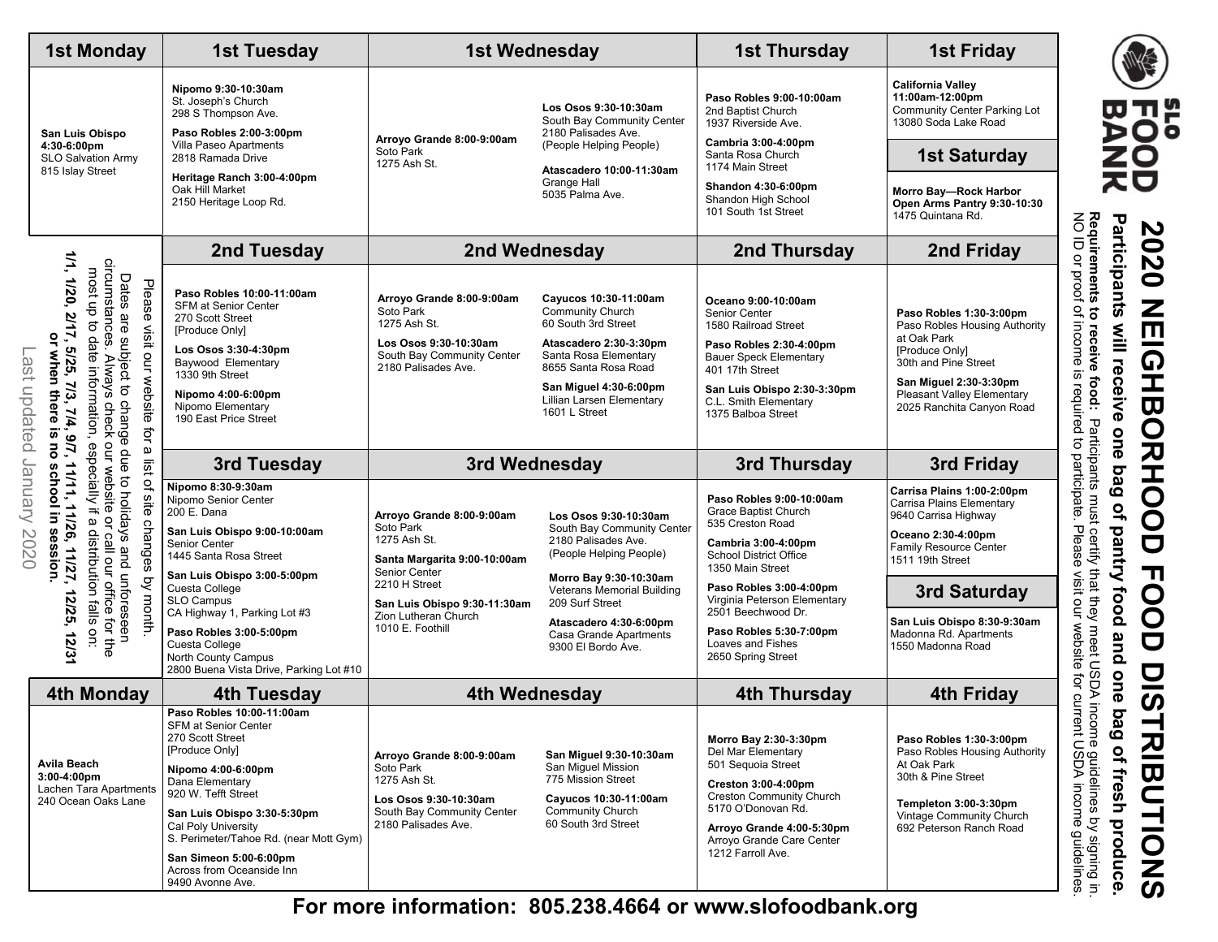# SLO FOOD BANK

## 2020 NEIGHBORHOOD FOOD DISTRIBUTIONS

**Participants will receive one bag of pantry food and one bag of fresh produce.**

**Requirements to receive food:** Participants must certify that they meet USDA income guidelines by signing in. NO ID or proof of income is required to participate. Please visit our website for current USDA income guidelines.

## 1st Week

| 1st Monday | 1st Tuesday | 1st Wednesday | 1st Thursday | 1st Friday | 1st Saturday |
|---|---|---|---|---|---|
| **San Luis Obispo 4:30-6:00pm** SLO Salvation Army, 815 Islay Street | **Nipomo 9:30-10:30am** St. Joseph's Church, 298 S Thompson Ave. | **Arroyo Grande 8:00-9:00am** Soto Park, 1275 Ash St. | **Paso Robles 9:00-10:00am** 2nd Baptist Church, 1937 Riverside Ave. | **California Valley 11:00am-12:00pm** Community Center Parking Lot, 13080 Soda Lake Road | **Morro Bay—Rock Harbor Open Arms Pantry 9:30-10:30** 1475 Quintana Rd. |
| | **Paso Robles 2:00-3:00pm** Villa Paseo Apartments, 2818 Ramada Drive | **Los Osos 9:30-10:30am** South Bay Community Center, 2180 Palisades Ave. (People Helping People) | **Cambria 3:00-4:00pm** Santa Rosa Church, 1174 Main Street | | |
| | **Heritage Ranch 3:00-4:00pm** Oak Hill Market, 2150 Heritage Loop Rd. | **Atascadero 10:00-11:30am** Grange Hall, 5035 Palma Ave. | **Shandon 4:30-6:00pm** Shandon High School, 101 South 1st Street | | |

## 2nd Week

| 2nd Tuesday | 2nd Wednesday | 2nd Thursday | 2nd Friday |
|---|---|---|---|
| **Paso Robles 10:00-11:00am** SFM at Senior Center, 270 Scott Street [Produce Only] | **Arroyo Grande 8:00-9:00am** Soto Park, 1275 Ash St. | **Oceano 9:00-10:00am** Senior Center, 1580 Railroad Street | **Paso Robles 1:30-3:00pm** Paso Robles Housing Authority at Oak Park [Produce Only], 30th and Pine Street |
| **Los Osos 3:30-4:30pm** Baywood Elementary, 1330 9th Street | **Los Osos 9:30-10:30am** South Bay Community Center, 2180 Palisades Ave. | **Paso Robles 2:30-4:00pm** Bauer Speck Elementary, 401 17th Street | **San Miguel 2:30-3:30pm** Pleasant Valley Elementary, 2025 Ranchita Canyon Road |
| **Nipomo 4:00-6:00pm** Nipomo Elementary, 190 East Price Street | **Cayucos 10:30-11:00am** Community Church, 60 South 3rd Street | **San Luis Obispo 2:30-3:30pm** C.L. Smith Elementary, 1375 Balboa Street | |
| | **Atascadero 2:30-3:30pm** Santa Rosa Elementary, 8655 Santa Rosa Road | | |
| | **San Miguel 4:30-6:00pm** Lillian Larsen Elementary, 1601 L Street | | |

## 3rd Week

| 3rd Tuesday | 3rd Wednesday | 3rd Thursday | 3rd Friday | 3rd Saturday |
|---|---|---|---|---|
| **Nipomo 8:30-9:30am** Nipomo Senior Center, 200 E. Dana | **Arroyo Grande 8:00-9:00am** Soto Park, 1275 Ash St. | **Paso Robles 9:00-10:00am** Grace Baptist Church, 535 Creston Road | **Carrisa Plains 1:00-2:00pm** Carrisa Plains Elementary, 9640 Carrisa Highway | **San Luis Obispo 8:30-9:30am** Madonna Rd. Apartments, 1550 Madonna Road |
| **San Luis Obispo 9:00-10:00am** Senior Center, 1445 Santa Rosa Street | **Santa Margarita 9:00-10:00am** Senior Center, 2210 H Street | **Cambria 3:00-4:00pm** School District Office, 1350 Main Street | **Oceano 2:30-4:00pm** Family Resource Center, 1511 19th Street | |
| **San Luis Obispo 3:00-5:00pm** Cuesta College, SLO Campus, CA Highway 1, Parking Lot #3 | **San Luis Obispo 9:30-11:30am** Zion Lutheran Church, 1010 E. Foothill | **Paso Robles 3:00-4:00pm** Virginia Peterson Elementary, 2501 Beechwood Dr. | | |
| **Paso Robles 3:00-5:00pm** Cuesta College, North County Campus, 2800 Buena Vista Drive, Parking Lot #10 | **Los Osos 9:30-10:30am** South Bay Community Center, 2180 Palisades Ave. (People Helping People) | **Paso Robles 5:30-7:00pm** Loaves and Fishes, 2650 Spring Street | | |
| | **Morro Bay 9:30-10:30am** Veterans Memorial Building, 209 Surf Street | | | |
| | **Atascadero 4:30-6:00pm** Casa Grande Apartments, 9300 El Bordo Ave. | | | |

## 4th Week

| 4th Monday | 4th Tuesday | 4th Wednesday | 4th Thursday | 4th Friday |
|---|---|---|---|---|
| **Avila Beach 3:00-4:00pm** Lachen Tara Apartments, 240 Ocean Oaks Lane | **Paso Robles 10:00-11:00am** SFM at Senior Center, 270 Scott Street [Produce Only] | **Arroyo Grande 8:00-9:00am** Soto Park, 1275 Ash St. | **Morro Bay 2:30-3:30pm** Del Mar Elementary, 501 Sequoia Street | **Paso Robles 1:30-3:00pm** Paso Robles Housing Authority At Oak Park, 30th & Pine Street |
| | **Nipomo 4:00-6:00pm** Dana Elementary, 920 W. Tefft Street | **Los Osos 9:30-10:30am** South Bay Community Center, 2180 Palisades Ave. | **Creston 3:00-4:00pm** Creston Community Church, 5170 O'Donovan Rd. | **Templeton 3:00-3:30pm** Vintage Community Church, 692 Peterson Ranch Road |
| | **San Luis Obispo 3:30-5:30pm** Cal Poly University, S. Perimeter/Tahoe Rd. (near Mott Gym) | **San Miguel 9:30-10:30am** San Miguel Mission, 775 Mission Street | **Arroyo Grande 4:00-5:30pm** Arroyo Grande Care Center, 1212 Farroll Ave. | |
| | **San Simeon 5:00-6:00pm** Across from Oceanside Inn, 9490 Avonne Ave. | **Cayucos 10:30-11:00am** Community Church, 60 South 3rd Street | | |

Please visit our website for a list of site changes by month.

Dates are subject to change due to holidays and unforeseen circumstances. Always check our website or call our office for the most up to date information, especially if a distribution falls on:

**1/1, 1/20, 2/17, 5/25, 7/3, 7/4, 9/7, 11/11, 11/26, 11/27, 12/25, 12/31 or when there is no school in session.**

Last updated January 2020

**For more information: 805.238.4664 or www.slofoodbank.org**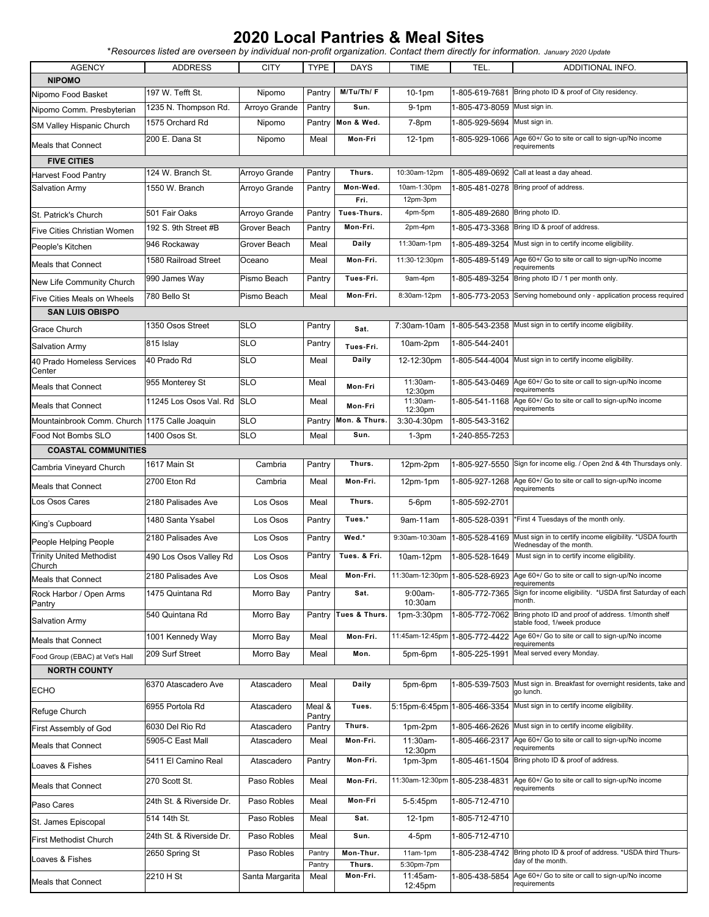# 2020 Local Pantries & Meal Sites

*\*Resources listed are overseen by individual non-profit organization. Contact them directly for information.* *January 2020 Update*

| AGENCY | ADDRESS | CITY | TYPE | DAYS | TIME | TEL. | ADDITIONAL INFO. |
|---|---|---|---|---|---|---|---|
| **NIPOMO** | | | | | | | |
| Nipomo Food Basket | 197 W. Tefft St. | Nipomo | Pantry | M/Tu/Th/ F | 10-1pm | 1-805-619-7681 | Bring photo ID & proof of City residency. |
| Nipomo Comm. Presbyterian | 1235 N. Thompson Rd. | Arroyo Grande | Pantry | Sun. | 9-1pm | 1-805-473-8059 | Must sign in. |
| SM Valley Hispanic Church | 1575 Orchard Rd | Nipomo | Pantry | Mon & Wed. | 7-8pm | 1-805-929-5694 | Must sign in. |
| Meals that Connect | 200 E. Dana St | Nipomo | Meal | Mon-Fri | 12-1pm | 1-805-929-1066 | Age 60+/ Go to site or call to sign-up/No income requirements |
| **FIVE CITIES** | | | | | | | |
| Harvest Food Pantry | 124 W. Branch St. | Arroyo Grande | Pantry | Thurs. | 10:30am-12pm | 1-805-489-0692 | Call at least a day ahead. |
| Salvation Army | 1550 W. Branch | Arroyo Grande | Pantry | Mon-Wed. | 10am-1:30pm | 1-805-481-0278 | Bring proof of address. |
| | | | | Fri. | 12pm-3pm | | |
| St. Patrick's Church | 501 Fair Oaks | Arroyo Grande | Pantry | Tues-Thurs. | 4pm-5pm | 1-805-489-2680 | Bring photo ID. |
| Five Cities Christian Women | 192 S. 9th Street #B | Grover Beach | Pantry | Mon-Fri. | 2pm-4pm | 1-805-473-3368 | Bring ID & proof of address. |
| People's Kitchen | 946 Rockaway | Grover Beach | Meal | Daily | 11:30am-1pm | 1-805-489-3254 | Must sign in to certify income eligibility. |
| Meals that Connect | 1580 Railroad Street | Oceano | Meal | Mon-Fri. | 11:30-12:30pm | 1-805-489-5149 | Age 60+/ Go to site or call to sign-up/No income requirements |
| New Life Community Church | 990 James Way | Pismo Beach | Pantry | Tues-Fri. | 9am-4pm | 1-805-489-3254 | Bring photo ID / 1 per month only. |
| Five Cities Meals on Wheels | 780 Bello St | Pismo Beach | Meal | Mon-Fri. | 8:30am-12pm | 1-805-773-2053 | Serving homebound only - application process required |
| **SAN LUIS OBISPO** | | | | | | | |
| Grace Church | 1350 Osos Street | SLO | Pantry | Sat. | 7:30am-10am | 1-805-543-2358 | Must sign in to certify income eligibility. |
| Salvation Army | 815 Islay | SLO | Pantry | Tues-Fri. | 10am-2pm | 1-805-544-2401 | |
| 40 Prado Homeless Services Center | 40 Prado Rd | SLO | Meal | Daily | 12-12:30pm | 1-805-544-4004 | Must sign in to certify income eligibility. |
| Meals that Connect | 955 Monterey St | SLO | Meal | Mon-Fri | 11:30am-12:30pm | 1-805-543-0469 | Age 60+/ Go to site or call to sign-up/No income requirements |
| Meals that Connect | 11245 Los Osos Val. Rd | SLO | Meal | Mon-Fri | 11:30am-12:30pm | 1-805-541-1168 | Age 60+/ Go to site or call to sign-up/No income requirements |
| Mountainbrook Comm. Church | 1175 Calle Joaquin | SLO | Pantry | Mon. & Thurs. | 3:30-4:30pm | 1-805-543-3162 | |
| Food Not Bombs SLO | 1400 Osos St. | SLO | Meal | Sun. | 1-3pm | 1-240-855-7253 | |
| **COASTAL COMMUNITIES** | | | | | | | |
| Cambria Vineyard Church | 1617 Main St | Cambria | Pantry | Thurs. | 12pm-2pm | 1-805-927-5550 | Sign for income elig. / Open 2nd & 4th Thursdays only. |
| Meals that Connect | 2700 Eton Rd | Cambria | Meal | Mon-Fri. | 12pm-1pm | 1-805-927-1268 | Age 60+/ Go to site or call to sign-up/No income requirements |
| Los Osos Cares | 2180 Palisades Ave | Los Osos | Meal | Thurs. | 5-6pm | 1-805-592-2701 | |
| King's Cupboard | 1480 Santa Ysabel | Los Osos | Pantry | Tues.* | 9am-11am | 1-805-528-0391 | *First 4 Tuesdays of the month only. |
| People Helping People | 2180 Palisades Ave | Los Osos | Pantry | Wed.* | 9:30am-10:30am | 1-805-528-4169 | Must sign in to certify income eligibility. *USDA fourth Wednesday of the month. |
| Trinity United Methodist Church | 490 Los Osos Valley Rd | Los Osos | Pantry | Tues. & Fri. | 10am-12pm | 1-805-528-1649 | Must sign in to certify income eligibility. |
| Meals that Connect | 2180 Palisades Ave | Los Osos | Meal | Mon-Fri. | 11:30am-12:30pm | 1-805-528-6923 | Age 60+/ Go to site or call to sign-up/No income requirements |
| Rock Harbor / Open Arms Pantry | 1475 Quintana Rd | Morro Bay | Pantry | Sat. | 9:00am-10:30am | 1-805-772-7365 | Sign for income eligibility. *USDA first Saturday of each month. |
| Salvation Army | 540 Quintana Rd | Morro Bay | Pantry | Tues & Thurs. | 1pm-3:30pm | 1-805-772-7062 | Bring photo ID and proof of address. 1/month shelf stable food, 1/week produce |
| Meals that Connect | 1001 Kennedy Way | Morro Bay | Meal | Mon-Fri. | 11:45am-12:45pm | 1-805-772-4422 | Age 60+/ Go to site or call to sign-up/No income requirements |
| Food Group (EBAC) at Vet's Hall | 209 Surf Street | Morro Bay | Meal | Mon. | 5pm-6pm | 1-805-225-1991 | Meal served every Monday. |
| **NORTH COUNTY** | | | | | | | |
| ECHO | 6370 Atascadero Ave | Atascadero | Meal | Daily | 5pm-6pm | 1-805-539-7503 | Must sign in. Breakfast for overnight residents, take and go lunch. |
| Refuge Church | 6955 Portola Rd | Atascadero | Meal & Pantry | Tues. | 5:15pm-6:45pm | 1-805-466-3354 | Must sign in to certify income eligibility. |
| First Assembly of God | 6030 Del Rio Rd | Atascadero | Pantry | Thurs. | 1pm-2pm | 1-805-466-2626 | Must sign in to certify income eligibility. |
| Meals that Connect | 5905-C East Mall | Atascadero | Meal | Mon-Fri. | 11:30am-12:30pm | 1-805-466-2317 | Age 60+/ Go to site or call to sign-up/No income requirements |
| Loaves & Fishes | 5411 El Camino Real | Atascadero | Pantry | Mon-Fri. | 1pm-3pm | 1-805-461-1504 | Bring photo ID & proof of address. |
| Meals that Connect | 270 Scott St. | Paso Robles | Meal | Mon-Fri. | 11:30am-12:30pm | 1-805-238-4831 | Age 60+/ Go to site or call to sign-up/No income requirements |
| Paso Cares | 24th St. & Riverside Dr. | Paso Robles | Meal | Mon-Fri | 5-5:45pm | 1-805-712-4710 | |
| St. James Episcopal | 514 14th St. | Paso Robles | Meal | Sat. | 12-1pm | 1-805-712-4710 | |
| First Methodist Church | 24th St. & Riverside Dr. | Paso Robles | Meal | Sun. | 4-5pm | 1-805-712-4710 | |
| Loaves & Fishes | 2650 Spring St | Paso Robles | Pantry | Mon-Thur. | 11am-1pm | 1-805-238-4742 | Bring photo ID & proof of address. *USDA third Thurs-day of the month. |
| | | | Pantry | Thurs. | 5:30pm-7pm | | |
| Meals that Connect | 2210 H St | Santa Margarita | Meal | Mon-Fri. | 11:45am-12:45pm | 1-805-438-5854 | Age 60+/ Go to site or call to sign-up/No income requirements |